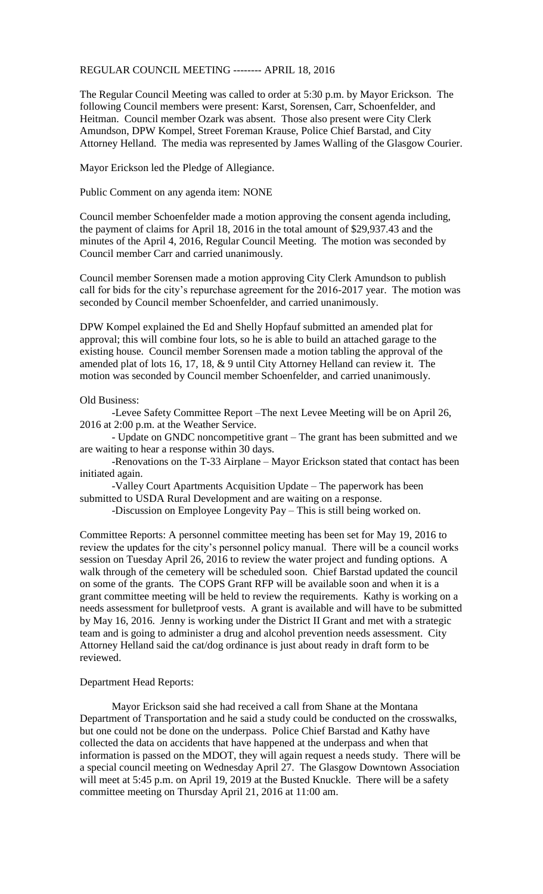# REGULAR COUNCIL MEETING -------- APRIL 18, 2016

The Regular Council Meeting was called to order at 5:30 p.m. by Mayor Erickson. The following Council members were present: Karst, Sorensen, Carr, Schoenfelder, and Heitman. Council member Ozark was absent. Those also present were City Clerk Amundson, DPW Kompel, Street Foreman Krause, Police Chief Barstad, and City Attorney Helland. The media was represented by James Walling of the Glasgow Courier.

Mayor Erickson led the Pledge of Allegiance.

Public Comment on any agenda item: NONE

Council member Schoenfelder made a motion approving the consent agenda including, the payment of claims for April 18, 2016 in the total amount of $29,937.43 and the minutes of the April 4, 2016, Regular Council Meeting. The motion was seconded by Council member Carr and carried unanimously.

Council member Sorensen made a motion approving City Clerk Amundson to publish call for bids for the city's repurchase agreement for the 2016-2017 year. The motion was seconded by Council member Schoenfelder, and carried unanimously.

DPW Kompel explained the Ed and Shelly Hopfauf submitted an amended plat for approval; this will combine four lots, so he is able to build an attached garage to the existing house. Council member Sorensen made a motion tabling the approval of the amended plat of lots 16, 17, 18, & 9 until City Attorney Helland can review it. The motion was seconded by Council member Schoenfelder, and carried unanimously.

Old Business:

-Levee Safety Committee Report –The next Levee Meeting will be on April 26, 2016 at 2:00 p.m. at the Weather Service.

- Update on GNDC noncompetitive grant – The grant has been submitted and we are waiting to hear a response within 30 days.

-Renovations on the T-33 Airplane – Mayor Erickson stated that contact has been initiated again.

-Valley Court Apartments Acquisition Update – The paperwork has been submitted to USDA Rural Development and are waiting on a response.

-Discussion on Employee Longevity Pay – This is still being worked on.

Committee Reports: A personnel committee meeting has been set for May 19, 2016 to review the updates for the city's personnel policy manual. There will be a council works session on Tuesday April 26, 2016 to review the water project and funding options. A walk through of the cemetery will be scheduled soon. Chief Barstad updated the council on some of the grants. The COPS Grant RFP will be available soon and when it is a grant committee meeting will be held to review the requirements. Kathy is working on a needs assessment for bulletproof vests. A grant is available and will have to be submitted by May 16, 2016. Jenny is working under the District II Grant and met with a strategic team and is going to administer a drug and alcohol prevention needs assessment. City Attorney Helland said the cat/dog ordinance is just about ready in draft form to be reviewed.

Department Head Reports:

Mayor Erickson said she had received a call from Shane at the Montana Department of Transportation and he said a study could be conducted on the crosswalks, but one could not be done on the underpass. Police Chief Barstad and Kathy have collected the data on accidents that have happened at the underpass and when that information is passed on the MDOT, they will again request a needs study. There will be a special council meeting on Wednesday April 27. The Glasgow Downtown Association will meet at 5:45 p.m. on April 19, 2019 at the Busted Knuckle. There will be a safety committee meeting on Thursday April 21, 2016 at 11:00 am.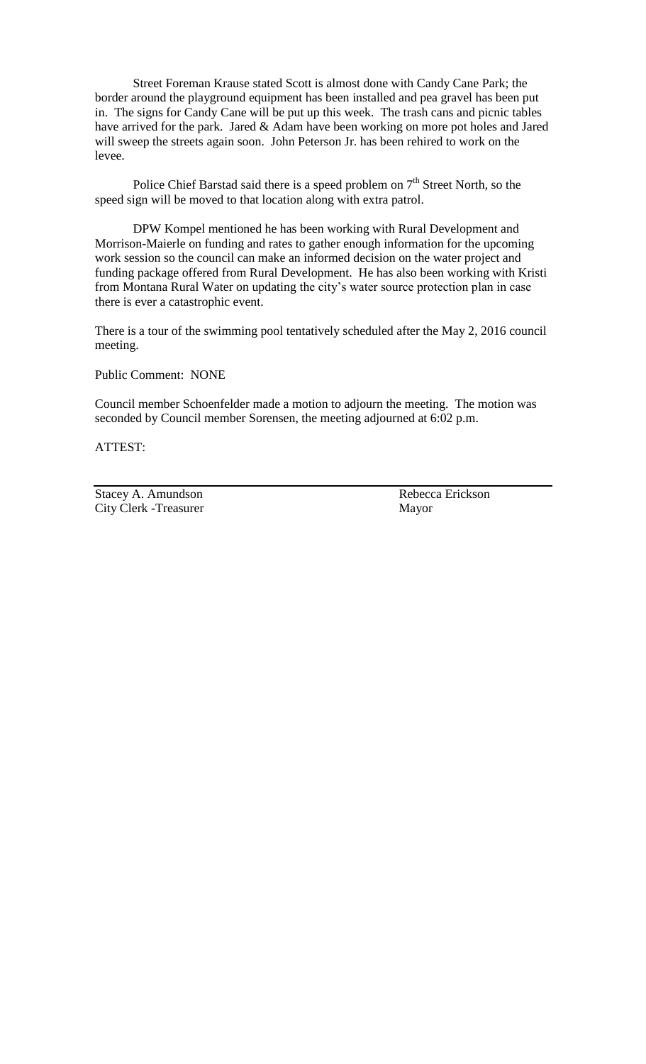Street Foreman Krause stated Scott is almost done with Candy Cane Park; the border around the playground equipment has been installed and pea gravel has been put in. The signs for Candy Cane will be put up this week. The trash cans and picnic tables have arrived for the park. Jared & Adam have been working on more pot holes and Jared will sweep the streets again soon. John Peterson Jr. has been rehired to work on the levee.

Police Chief Barstad said there is a speed problem on 7th Street North, so the speed sign will be moved to that location along with extra patrol.

DPW Kompel mentioned he has been working with Rural Development and Morrison-Maierle on funding and rates to gather enough information for the upcoming work session so the council can make an informed decision on the water project and funding package offered from Rural Development. He has also been working with Kristi from Montana Rural Water on updating the city's water source protection plan in case there is ever a catastrophic event.

There is a tour of the swimming pool tentatively scheduled after the May 2, 2016 council meeting.

Public Comment: NONE

Council member Schoenfelder made a motion to adjourn the meeting. The motion was seconded by Council member Sorensen, the meeting adjourned at 6:02 p.m.

ATTEST:

Stacey A. Amundson
City Clerk -Treasurer

Rebecca Erickson
Mayor